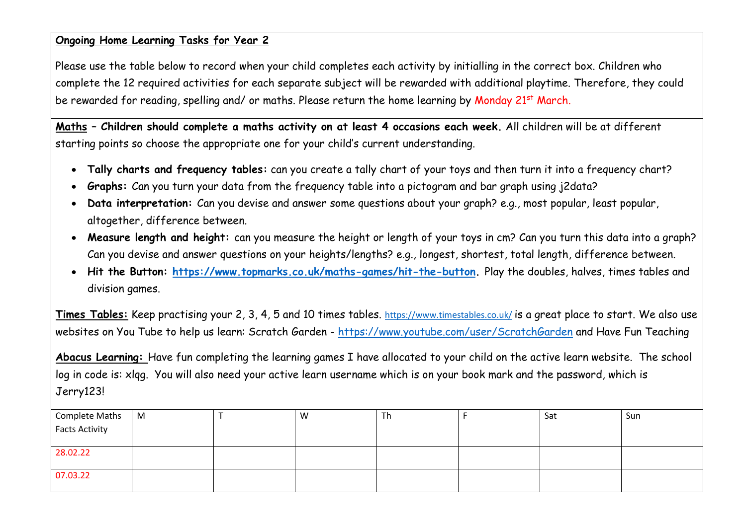**Ongoing Home Learning Tasks for Year 2**

Please use the table below to record when your child completes each activity by initialling in the correct box. Children who complete the 12 required activities for each separate subject will be rewarded with additional playtime. Therefore, they could be rewarded for reading, spelling and/ or maths. Please return the home learning by Monday 21st March.

**Maths – Children should complete a maths activity on at least 4 occasions each week.** All children will be at different starting points so choose the appropriate one for your child's current understanding.

- **Tally charts and frequency tables:** can you create a tally chart of your toys and then turn it into a frequency chart?
- **Graphs:** Can you turn your data from the frequency table into a pictogram and bar graph using j2data?
- **Data interpretation:** Can you devise and answer some questions about your graph? e.g., most popular, least popular, altogether, difference between.
- **Measure length and height:** can you measure the height or length of your toys in cm? Can you turn this data into a graph? Can you devise and answer questions on your heights/lengths? e.g., longest, shortest, total length, difference between.
- **Hit the Button: https://www.topmarks.co.uk/maths-games/hit-the-button**. Play the doubles, halves, times tables and division games.

**Times Tables:** Keep practising your 2, 3, 4, 5 and 10 times tables. https://www.timestables.co.uk/ is a great place to start. We also use websites on You Tube to help us learn: Scratch Garden - https://www.youtube.com/user/ScratchGarden and Have Fun Teaching

**Abacus Learning:** Have fun completing the learning games I have allocated to your child on the active learn website. The school log in code is: xlqg. You will also need your active learn username which is on your book mark and the password, which is Jerry123!

| Complete Maths Facts Activity | M | T | W | Th | F | Sat | Sun |
|---|---|---|---|---|---|---|---|
| 28.02.22 | | | | | | | |
| 07.03.22 | | | | | | | |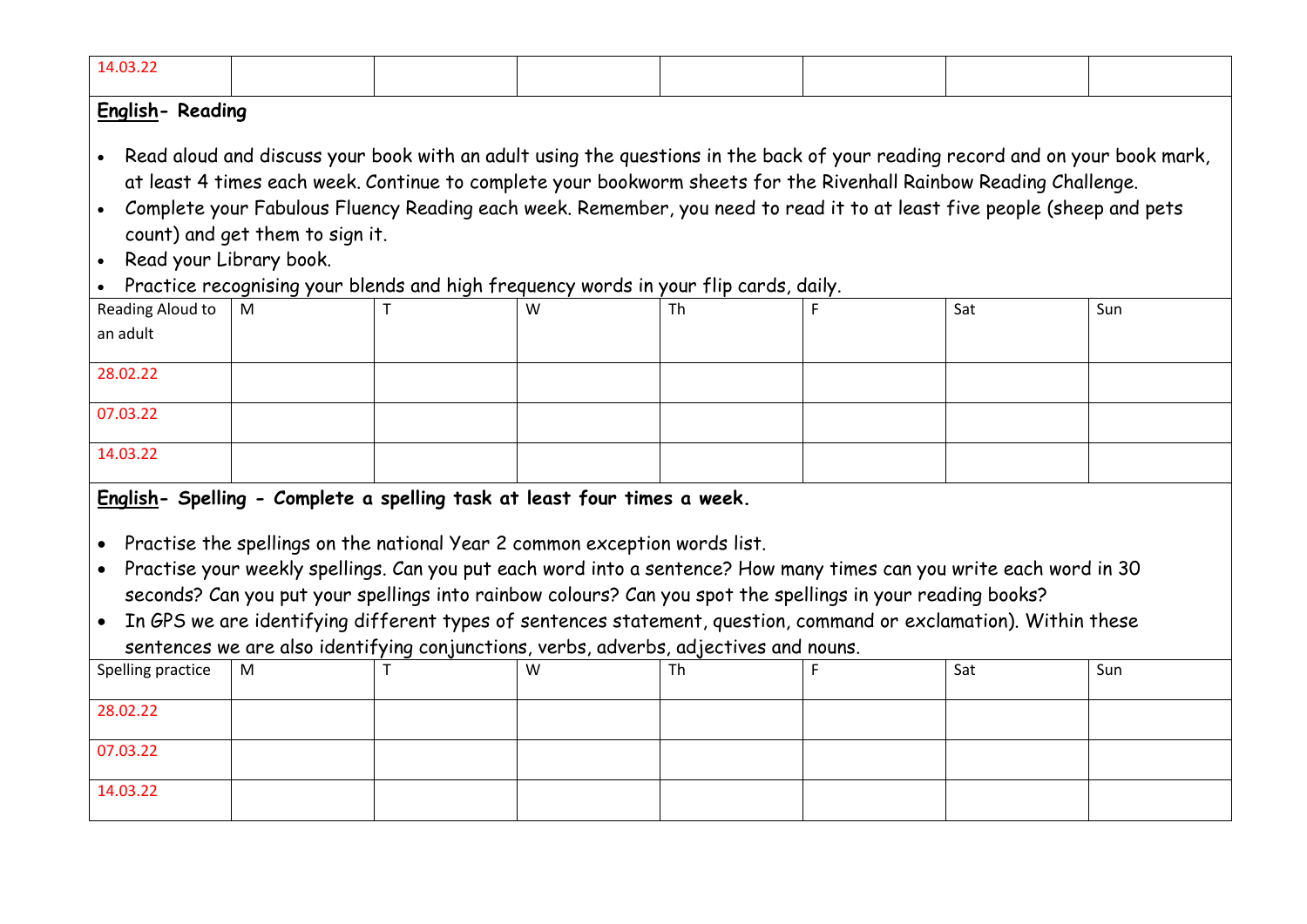| 14.03.22 | | | | | | | |
|---|---|---|---|---|---|---|---|

**English- Reading**

- Read aloud and discuss your book with an adult using the questions in the back of your reading record and on your book mark, at least 4 times each week. Continue to complete your bookworm sheets for the Rivenhall Rainbow Reading Challenge.
- Complete your Fabulous Fluency Reading each week. Remember, you need to read it to at least five people (sheep and pets count) and get them to sign it.
- Read your Library book.
- Practice recognising your blends and high frequency words in your flip cards, daily.

| Reading Aloud to an adult | M | T | W | Th | F | Sat | Sun |
|---|---|---|---|---|---|---|---|
| 28.02.22 | | | | | | | |
| 07.03.22 | | | | | | | |
| 14.03.22 | | | | | | | |

**English- Spelling - Complete a spelling task at least four times a week.**

- Practise the spellings on the national Year 2 common exception words list.
- Practise your weekly spellings. Can you put each word into a sentence? How many times can you write each word in 30 seconds? Can you put your spellings into rainbow colours? Can you spot the spellings in your reading books?
- In GPS we are identifying different types of sentences statement, question, command or exclamation). Within these sentences we are also identifying conjunctions, verbs, adverbs, adjectives and nouns.

| Spelling practice | M | T | W | Th | F | Sat | Sun |
|---|---|---|---|---|---|---|---|
| 28.02.22 | | | | | | | |
| 07.03.22 | | | | | | | |
| 14.03.22 | | | | | | | |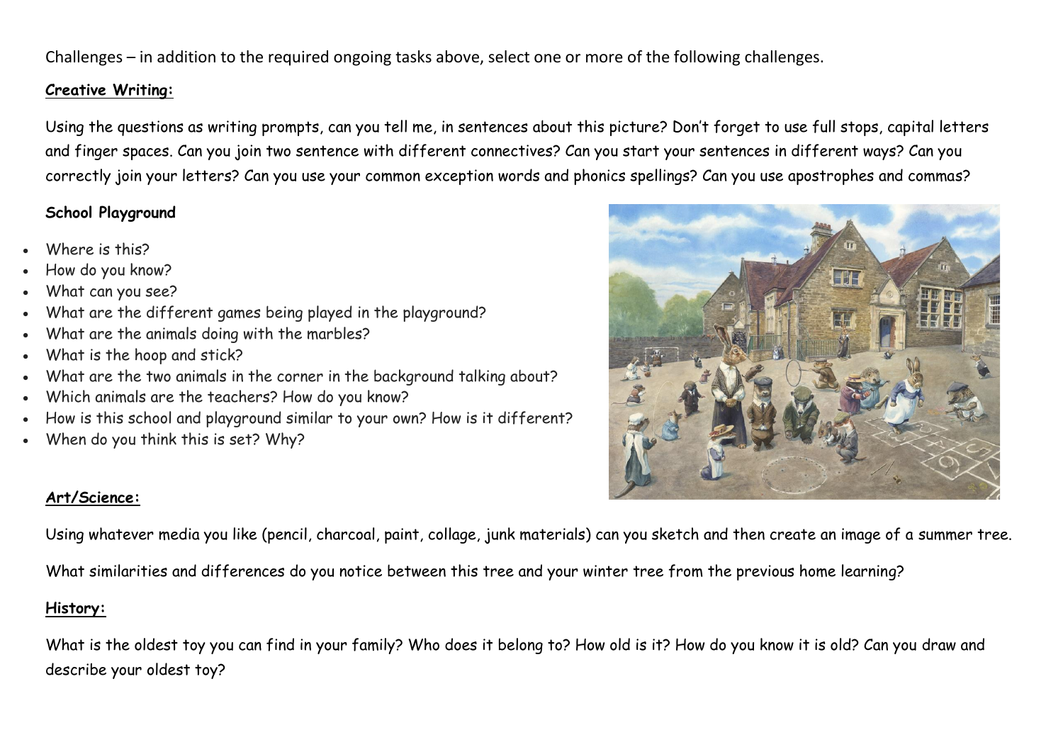Challenges – in addition to the required ongoing tasks above, select one or more of the following challenges.

**Creative Writing:**

Using the questions as writing prompts, can you tell me, in sentences about this picture? Don't forget to use full stops, capital letters and finger spaces. Can you join two sentence with different connectives? Can you start your sentences in different ways? Can you correctly join your letters? Can you use your common exception words and phonics spellings? Can you use apostrophes and commas?

**School Playground**

- Where is this?
- How do you know?
- What can you see?
- What are the different games being played in the playground?
- What are the animals doing with the marbles?
- What is the hoop and stick?
- What are the two animals in the corner in the background talking about?
- Which animals are the teachers? How do you know?
- How is this school and playground similar to your own? How is it different?
- When do you think this is set? Why?

**Art/Science:**

Using whatever media you like (pencil, charcoal, paint, collage, junk materials) can you sketch and then create an image of a summer tree.

What similarities and differences do you notice between this tree and your winter tree from the previous home learning?

**History:**

What is the oldest toy you can find in your family? Who does it belong to? How old is it? How do you know it is old? Can you draw and describe your oldest toy?